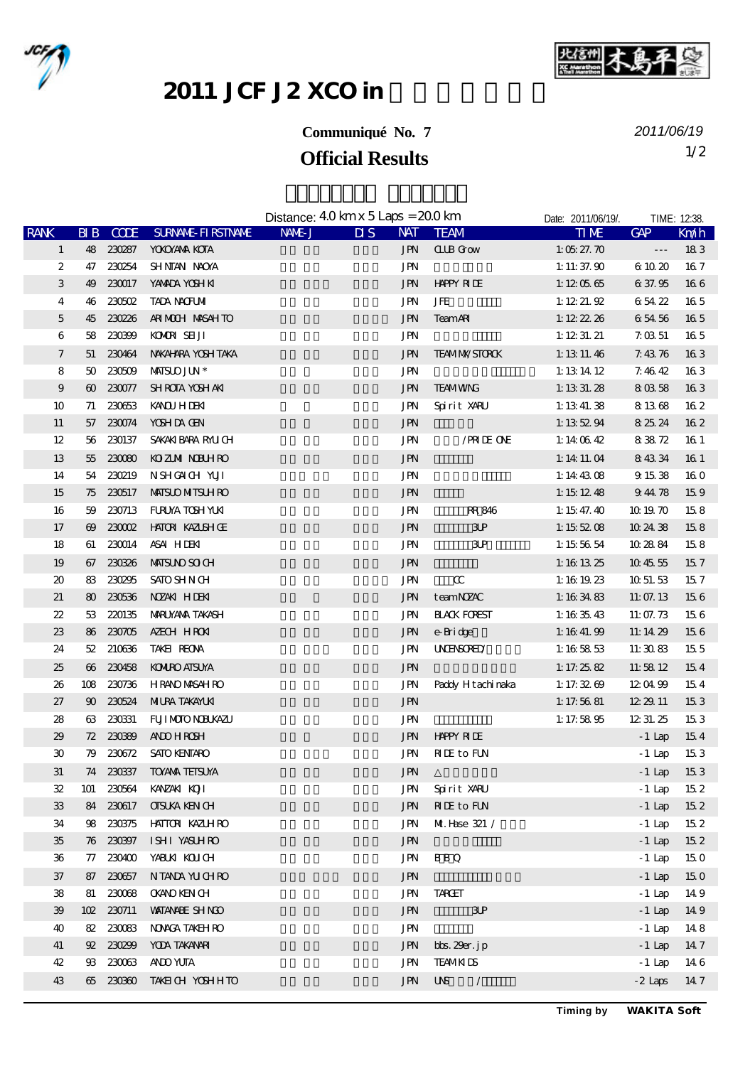# 2011 JCF J2 XCO in

**Communiqué No. 7**

2011/06/19

## Official Results

Distance: 4.0 km x 5 Laps = 20.0 km

Date: 2011/06/19/. TIME: 12:38.

| RANK | BIB | CODE | SURNAME-FIRSTNAME | NAME-J | DIS | NAT | TEAM | TIME | GAP | Km/h |
|---|---|---|---|---|---|---|---|---|---|---|
| 1 | 48 | 230287 | YOKOYAMA KOTA | | | JPN | CLUB Grow | 1:05:27.70 | --- | 18.3 |
| 2 | 47 | 230254 | SHINTANI NAOYA | | | JPN | | 1:11:37.90 | 6:10.20 | 16.7 |
| 3 | 49 | 230017 | YAMADA YOSHIKI | | | JPN | HAPPY RIDE | 1:12:05.65 | 6:37.95 | 16.6 |
| 4 | 46 | 230502 | TADA NAOFUMI | | | JPN | JFE | 1:12:21.92 | 6:54.22 | 16.5 |
| 5 | 45 | 230226 | ARIMOCHI MASAHITO | | | JPN | Team ARI | 1:12:22.26 | 6:54.56 | 16.5 |
| 6 | 58 | 230399 | KOMORI SEIJI | | | JPN | | 1:12:31.21 | 7:03.51 | 16.5 |
| 7 | 51 | 230464 | NAKAHARA YOSHITAKA | | | JPN | TEAM MX/STORCK | 1:13:11.46 | 7:43.76 | 16.3 |
| 8 | 50 | 230509 | MATSUO JUN * | | | JPN | | 1:13:14.12 | 7:46.42 | 16.3 |
| 9 | 60 | 230077 | SHIROTA YOSHIAKI | | | JPN | TEAM WING | 1:13:31.28 | 8:03.58 | 16.3 |
| 10 | 71 | 230653 | KANOU HIDEKI | | | JPN | Spirit XARU | 1:13:41.38 | 8:13.68 | 16.2 |
| 11 | 57 | 230074 | YOSHIDA GEN | | | JPN | | 1:13:52.94 | 8:25.24 | 16.2 |
| 12 | 56 | 230137 | SAKAKIBARA RYUICHI | | | JPN | /PRIDE ONE | 1:14:06.42 | 8:38.72 | 16.1 |
| 13 | 55 | 230080 | KOIZUMI NOBUHIRO | | | JPN | | 1:14:11.04 | 8:43.34 | 16.1 |
| 14 | 54 | 230219 | NISHIGAICHI YUJI | | | JPN | | 1:14:43.08 | 9:15.38 | 16.0 |
| 15 | 75 | 230517 | MATSUO MITSUHIRO | | | JPN | | 1:15:12.48 | 9:44.78 | 15.9 |
| 16 | 59 | 230713 | FURUYA TOSHIYUKI | | | JPN | RR 846 | 1:15:47.40 | 10:19.70 | 15.8 |
| 17 | 69 | 230002 | HATORI KAZUSHIGE | | | JPN | 3UP | 1:15:52.08 | 10:24.38 | 15.8 |
| 18 | 61 | 230014 | ASAI HIDEKI | | | JPN | 3UP | 1:15:56.54 | 10:28.84 | 15.8 |
| 19 | 67 | 230326 | MATSUNO SOICHI | | | JPN | | 1:16:13.25 | 10:45.55 | 15.7 |
| 20 | 83 | 230295 | SATO SHINICHI | | | JPN | CC | 1:16:19.23 | 10:51.53 | 15.7 |
| 21 | 80 | 230536 | NOZAKI HIDEKI | | | JPN | team NOZAC | 1:16:34.83 | 11:07.13 | 15.6 |
| 22 | 53 | 220135 | MARUYAMA TAKASHI | | | JPN | BLACK FOREST | 1:16:35.43 | 11:07.73 | 15.6 |
| 23 | 86 | 230705 | AZECHI HIROKI | | | JPN | e-Bridge | 1:16:41.99 | 11:14.29 | 15.6 |
| 24 | 52 | 210636 | TAKEI REONA | | | JPN | UNCENSORED/ | 1:16:58.53 | 11:30.83 | 15.5 |
| 25 | 66 | 230458 | KOMURO ATSUYA | | | JPN | | 1:17:25.82 | 11:58.12 | 15.4 |
| 26 | 108 | 230736 | HIRANO MASAHIRO | | | JPN | Paddy Hitachinaka | 1:17:32.69 | 12:04.99 | 15.4 |
| 27 | 90 | 230524 | MIURA TAKAYUKI | | | JPN | | 1:17:56.81 | 12:29.11 | 15.3 |
| 28 | 63 | 230331 | FUJIMOTO NOBUKAZU | | | JPN | | 1:17:58.95 | 12:31.25 | 15.3 |
| 29 | 72 | 230389 | ANDO HIROSHI | | | JPN | HAPPY RIDE | | -1 Lap | 15.4 |
| 30 | 79 | 230672 | SATO KENTARO | | | JPN | RIDE to FUN | | -1 Lap | 15.3 |
| 31 | 74 | 230337 | TOYAMA TETSUYA | | | JPN | △ | | -1 Lap | 15.3 |
| 32 | 101 | 230564 | KANZAKI KOJI | | | JPN | Spirit XARU | | -1 Lap | 15.2 |
| 33 | 84 | 230617 | OTSUKA KENICHI | | | JPN | RIDE to FUN | | -1 Lap | 15.2 |
| 34 | 98 | 230375 | HATTORI KAZUHIRO | | | JPN | Mt.Hase 321 / | | -1 Lap | 15.2 |
| 35 | 76 | 230397 | ISHII YASUHIRO | | | JPN | | | -1 Lap | 15.2 |
| 36 | 77 | 230400 | YABUKI KOUICHI | | | JPN | EJ Q | | -1 Lap | 15.0 |
| 37 | 87 | 230657 | NITANDA YUICHIRO | | | JPN | | | -1 Lap | 15.0 |
| 38 | 81 | 230068 | OKANO KENICHI | | | JPN | TARGET | | -1 Lap | 14.9 |
| 39 | 102 | 230711 | WATANABE SHINGO | | | JPN | 3UP | | -1 Lap | 14.9 |
| 40 | 82 | 230083 | NONAGA TAKEHIRO | | | JPN | | | -1 Lap | 14.8 |
| 41 | 92 | 230299 | YODA TAKANARI | | | JPN | bbs.29er.jp | | -1 Lap | 14.7 |
| 42 | 93 | 230063 | ANDO YUTA | | | JPN | TEAM KIDS | | -1 Lap | 14.6 |
| 43 | 65 | 230360 | TAKEICHI YOSHIHITO | | | JPN | UNS / | | -2 Laps | 14.7 |

Timing by WAKITA Soft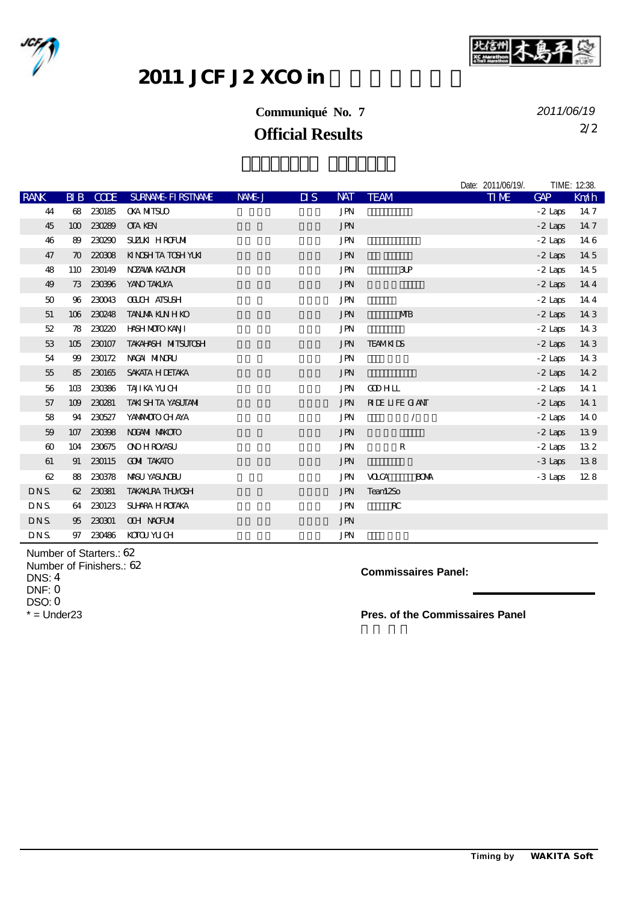# 2011 JCF J2 XCO in

**Communiqué No. 7**

## Official Results

*2011/06/19*

Date: 2011/06/19/. TIME: 12:38.

| RANK | BIB | CODE | SURNAME-FIRSTNAME | NAME-J | DIS | NAT | TEAM | TIME | GAP | Km/h |
|---|---|---|---|---|---|---|---|---|---|---|
| 44 | 68 | 230185 | OKA MITSUO | | | JPN | | | -2 Laps | 14.7 |
| 45 | 100 | 230289 | OTA KEN | | | JPN | | | -2 Laps | 14.7 |
| 46 | 89 | 230290 | SUZUKI HIROFUMI | | | JPN | | | -2 Laps | 14.6 |
| 47 | 70 | 220308 | KINOSHITA TOSHIYUKI | | | JPN | | | -2 Laps | 14.5 |
| 48 | 110 | 230149 | NOZAWA KAZUNORI | | | JPN | 3UP | | -2 Laps | 14.5 |
| 49 | 73 | 230396 | YANO TAKUYA | | | JPN | | | -2 Laps | 14.4 |
| 50 | 96 | 230043 | OGUCHI ATSUSHI | | | JPN | | | -2 Laps | 14.4 |
| 51 | 106 | 230248 | TANUMA KUNIHIKO | | | JPN | MTB | | -2 Laps | 14.3 |
| 52 | 78 | 230220 | HASHIMOTO KANJI | | | JPN | | | -2 Laps | 14.3 |
| 53 | 105 | 230107 | TAKAHASHI MITSUTOSHI | | | JPN | TEAM KIDS | | -2 Laps | 14.3 |
| 54 | 99 | 230172 | NAGAI MINORU | | | JPN | | | -2 Laps | 14.3 |
| 55 | 85 | 230165 | SAKATA HIDETAKA | | | JPN | | | -2 Laps | 14.2 |
| 56 | 103 | 230386 | TAJIKA YUICHI | | | JPN | GOD HILL | | -2 Laps | 14.1 |
| 57 | 109 | 230281 | TAKISHITA YASUTAMI | | | JPN | RIDE LIFE GIANT | | -2 Laps | 14.1 |
| 58 | 94 | 230527 | YAMAMOTO CHIAYA | | | JPN | / | | -2 Laps | 14.0 |
| 59 | 107 | 230398 | NOGAMI MAKOTO | | | JPN | | | -2 Laps | 13.9 |
| 60 | 104 | 230675 | ONO HIROYASU | | | JPN | R | | -2 Laps | 13.2 |
| 61 | 91 | 230115 | GOMI TAKATO | | | JPN | | | -3 Laps | 13.8 |
| 62 | 88 | 230378 | MASU YASUNOBU | | | JPN | VOLCA BOMA | | -3 Laps | 12.8 |
| D.N.S. | 62 | 230381 | TAKAKURA TSUYOSHI | | | JPN | Team12So | | | |
| D.N.S. | 64 | 230123 | SUHARA HIROTAKA | | | JPN | RC | | | |
| D.N.S. | 95 | 230301 | OCHI NAOFUMI | | | JPN | | | | |
| D.N.S. | 97 | 230486 | KOTOU YUICHI | | | JPN | | | | |

Number of Starters.: 62
Number of Finishers.: 62
DNS: 4
DNF: 0
DSO: 0
* = Under23

**Commissaires Panel:**

**Pres. of the Commissaires Panel**

Timing by **WAKITA Soft**